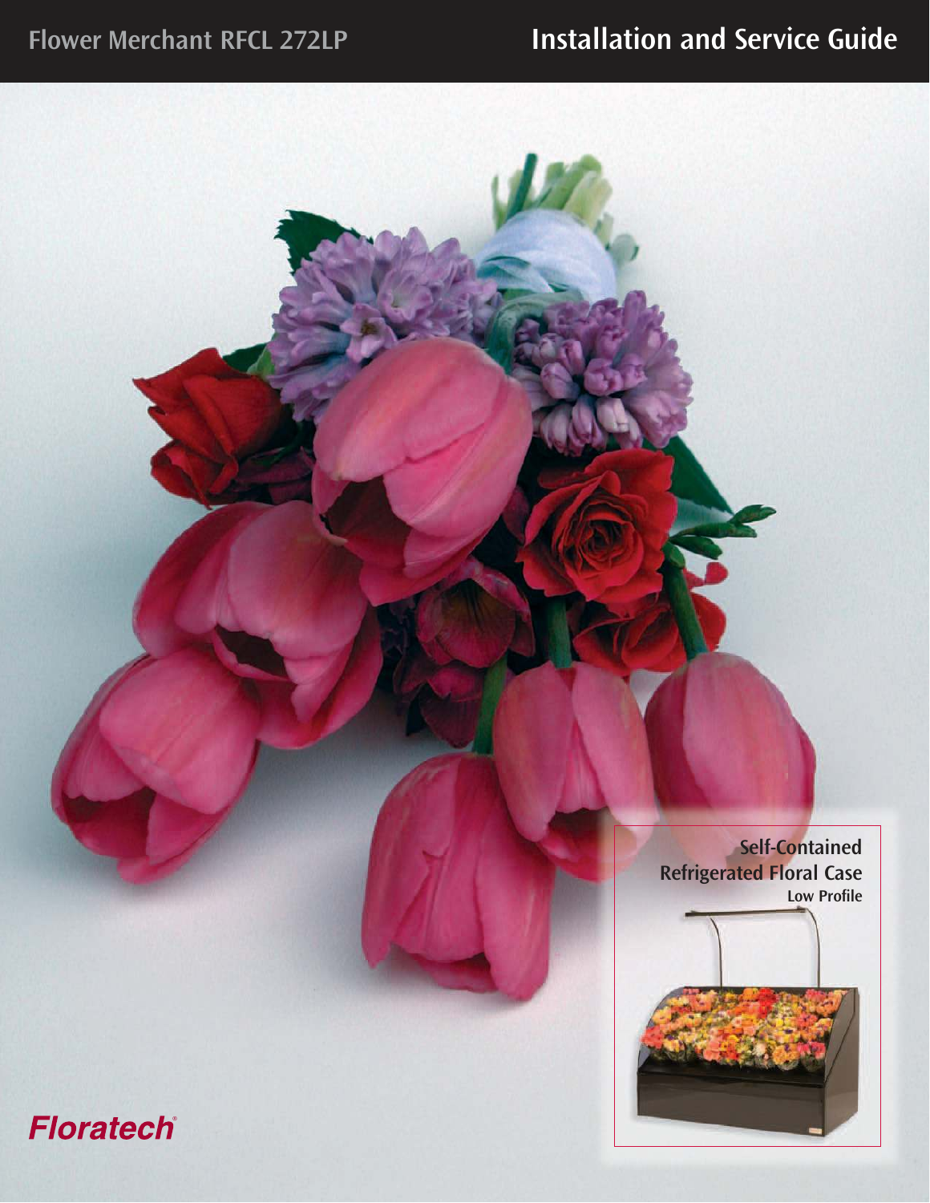Flower Merchant RFCL 272LP

# Installation and Service Guide

Self-Contained
Refrigerated Floral Case
Low Profile

Floratech®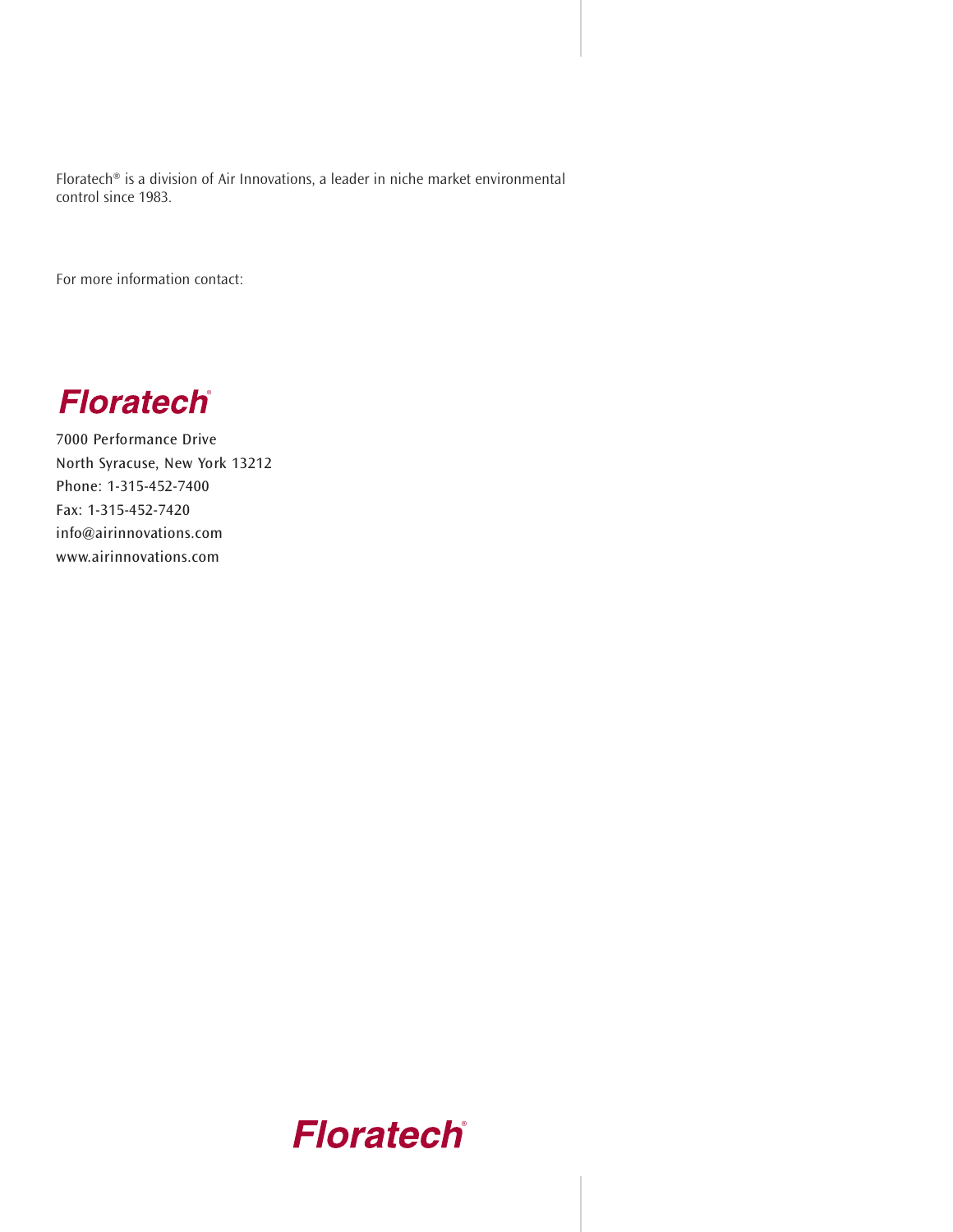Floratech® is a division of Air Innovations, a leader in niche market environmental control since 1983.

For more information contact:

**Floratech®**

7000 Performance Drive
North Syracuse, New York 13212
Phone: 1-315-452-7400
Fax: 1-315-452-7420
info@airinnovations.com
www.airinnovations.com

**Floratech®**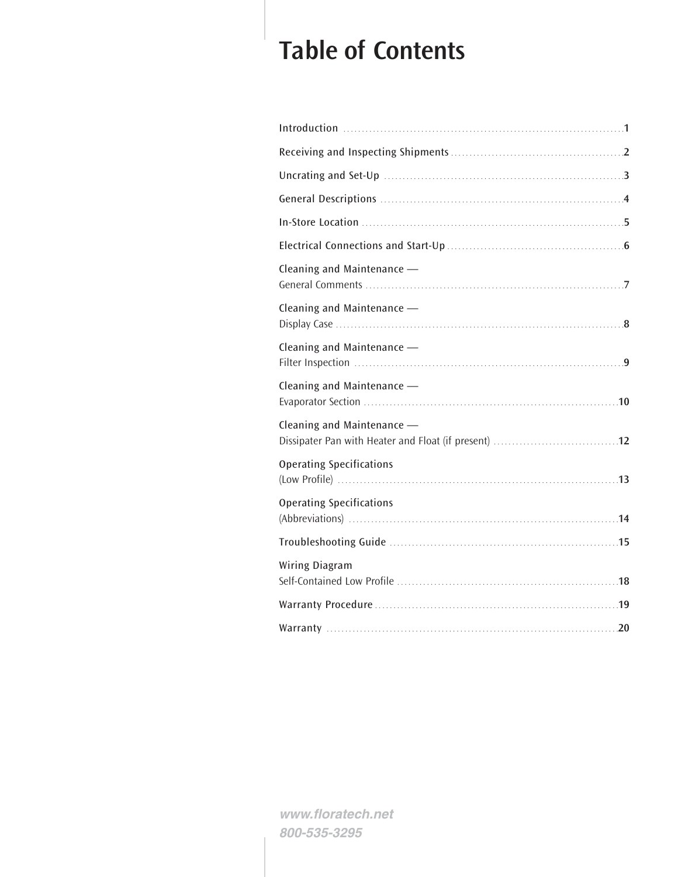# Table of Contents

| | |
|---|---|
| Introduction | 1 |
| Receiving and Inspecting Shipments | 2 |
| Uncrating and Set-Up | 3 |
| General Descriptions | 4 |
| In-Store Location | 5 |
| Electrical Connections and Start-Up | 6 |
| Cleaning and Maintenance — General Comments | 7 |
| Cleaning and Maintenance — Display Case | 8 |
| Cleaning and Maintenance — Filter Inspection | 9 |
| Cleaning and Maintenance — Evaporator Section | 10 |
| Cleaning and Maintenance — Dissipater Pan with Heater and Float (if present) | 12 |
| Operating Specifications (Low Profile) | 13 |
| Operating Specifications (Abbreviations) | 14 |
| Troubleshooting Guide | 15 |
| Wiring Diagram Self-Contained Low Profile | 18 |
| Warranty Procedure | 19 |
| Warranty | 20 |

*www.floratech.net*
*800-535-3295*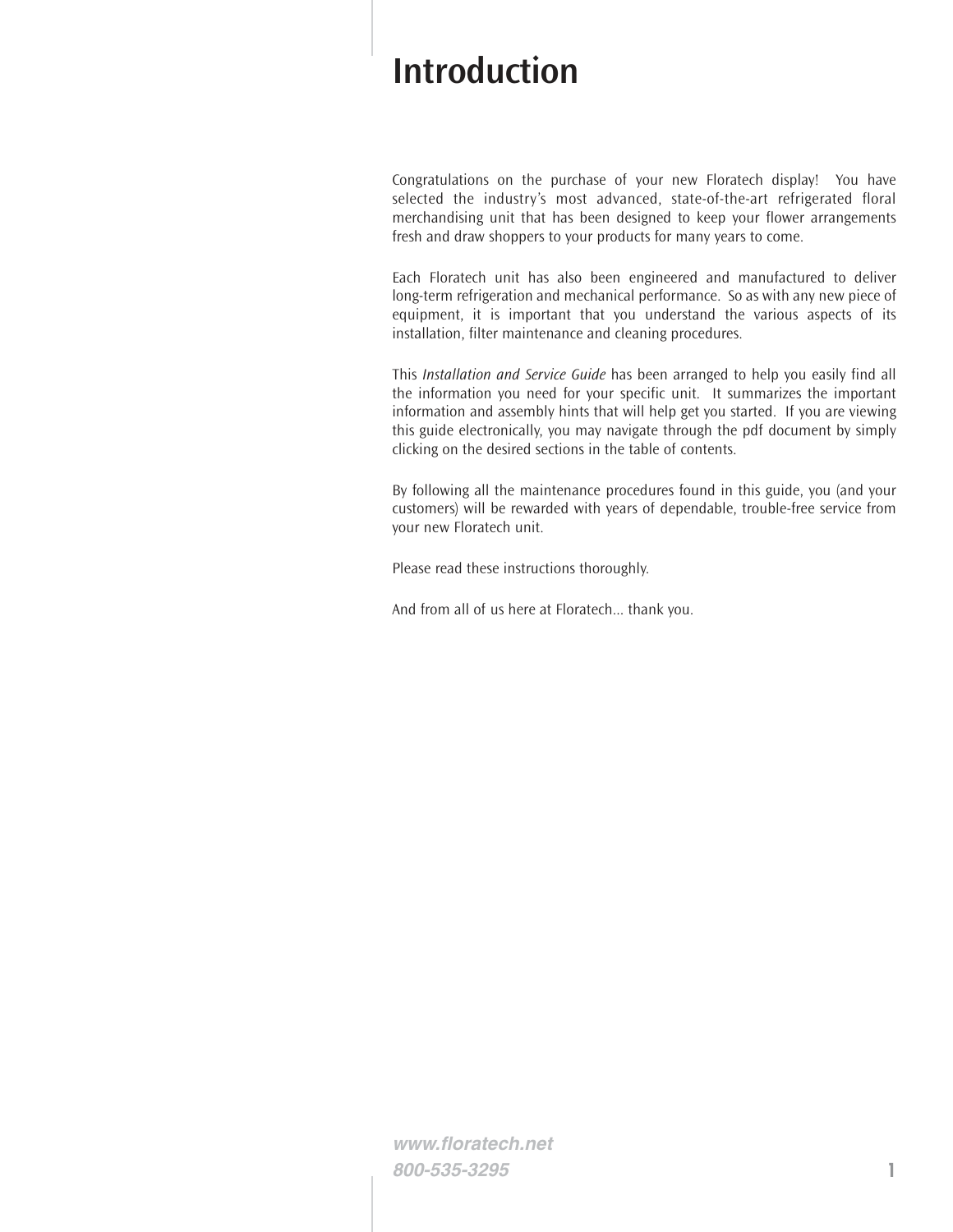# Introduction

Congratulations on the purchase of your new Floratech display! You have selected the industry's most advanced, state-of-the-art refrigerated floral merchandising unit that has been designed to keep your flower arrangements fresh and draw shoppers to your products for many years to come.

Each Floratech unit has also been engineered and manufactured to deliver long-term refrigeration and mechanical performance. So as with any new piece of equipment, it is important that you understand the various aspects of its installation, filter maintenance and cleaning procedures.

This *Installation and Service Guide* has been arranged to help you easily find all the information you need for your specific unit. It summarizes the important information and assembly hints that will help get you started. If you are viewing this guide electronically, you may navigate through the pdf document by simply clicking on the desired sections in the table of contents.

By following all the maintenance procedures found in this guide, you (and your customers) will be rewarded with years of dependable, trouble-free service from your new Floratech unit.

Please read these instructions thoroughly.

And from all of us here at Floratech... thank you.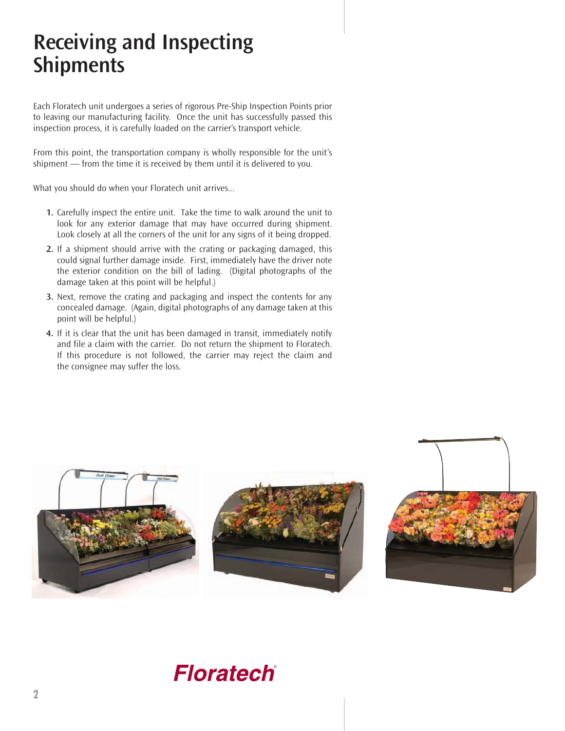# Receiving and Inspecting Shipments

Each Floratech unit undergoes a series of rigorous Pre-Ship Inspection Points prior to leaving our manufacturing facility. Once the unit has successfully passed this inspection process, it is carefully loaded on the carrier's transport vehicle.

From this point, the transportation company is wholly responsible for the unit's shipment — from the time it is received by them until it is delivered to you.

What you should do when your Floratech unit arrives...

1. Carefully inspect the entire unit. Take the time to walk around the unit to look for any exterior damage that may have occurred during shipment. Look closely at all the corners of the unit for any signs of it being dropped.
2. If a shipment should arrive with the crating or packaging damaged, this could signal further damage inside. First, immediately have the driver note the exterior condition on the bill of lading. (Digital photographs of the damage taken at this point will be helpful.)
3. Next, remove the crating and packaging and inspect the contents for any concealed damage. (Again, digital photographs of any damage taken at this point will be helpful.)
4. If it is clear that the unit has been damaged in transit, immediately notify and file a claim with the carrier. Do not return the shipment to Floratech. If this procedure is not followed, the carrier may reject the claim and the consignee may suffer the loss.

Floratech®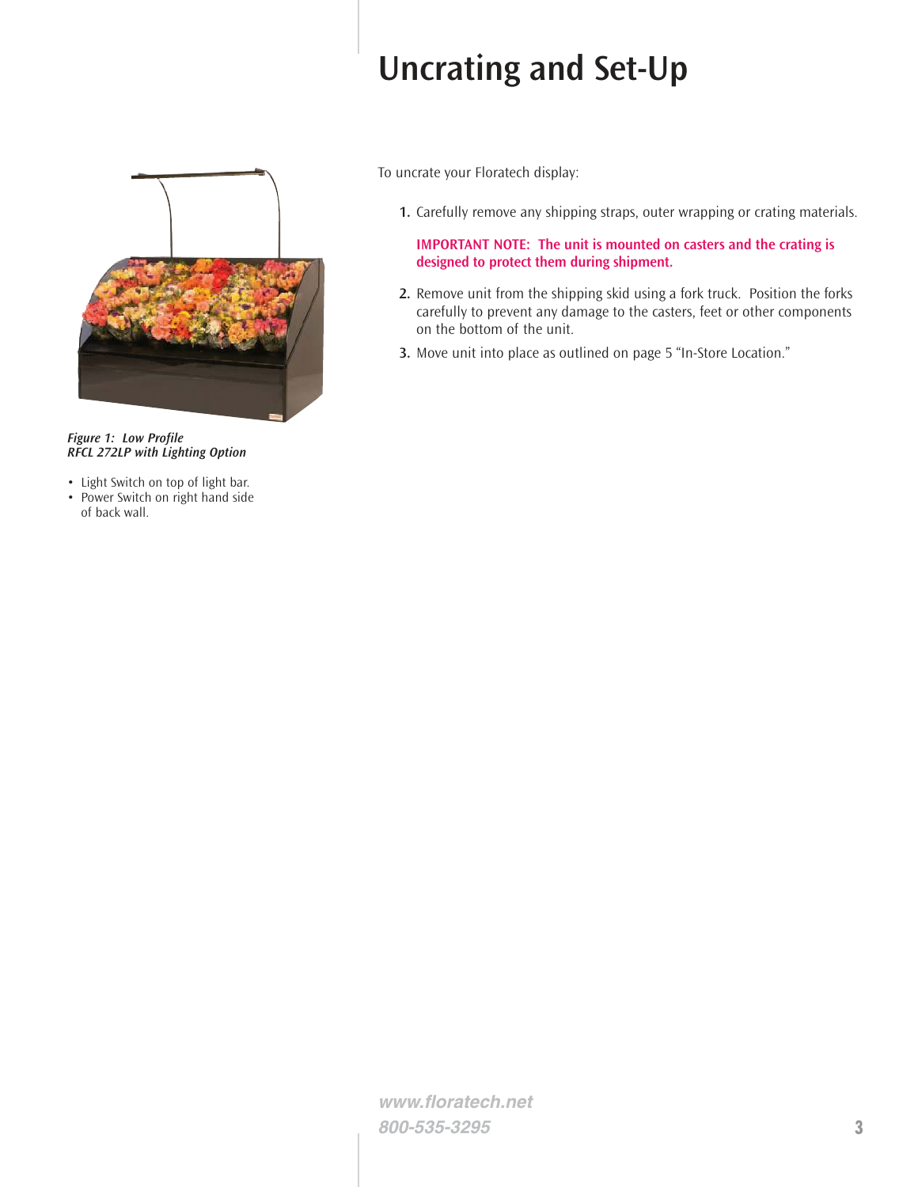# Uncrating and Set-Up

*Figure 1: Low Profile*
*RFCL 272LP with Lighting Option*

- Light Switch on top of light bar.
- Power Switch on right hand side of back wall.

To uncrate your Floratech display:

1. Carefully remove any shipping straps, outer wrapping or crating materials.

   **IMPORTANT NOTE: The unit is mounted on casters and the crating is designed to protect them during shipment.**

2. Remove unit from the shipping skid using a fork truck. Position the forks carefully to prevent any damage to the casters, feet or other components on the bottom of the unit.
3. Move unit into place as outlined on page 5 "In-Store Location."

***www.floratech.net***
***800-535-3295***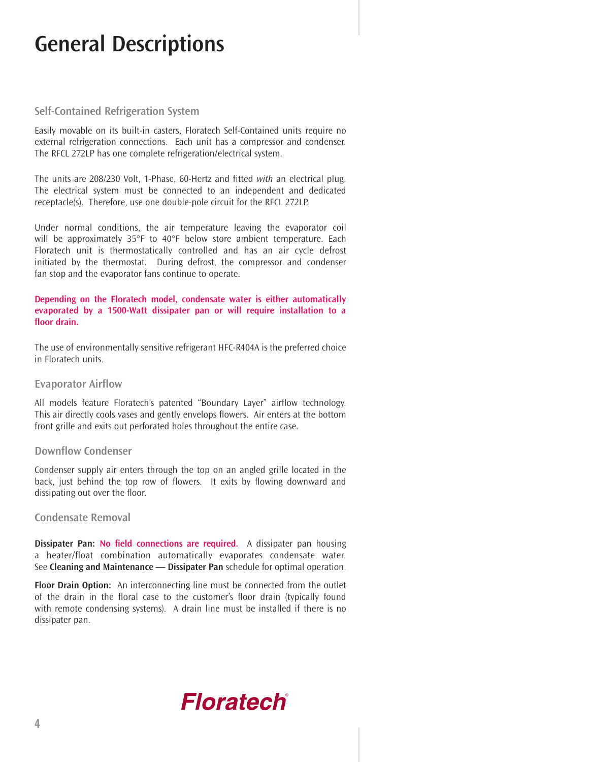# General Descriptions

### Self-Contained Refrigeration System

Easily movable on its built-in casters, Floratech Self-Contained units require no external refrigeration connections. Each unit has a compressor and condenser. The RFCL 272LP has one complete refrigeration/electrical system.

The units are 208/230 Volt, 1-Phase, 60-Hertz and fitted *with* an electrical plug. The electrical system must be connected to an independent and dedicated receptacle(s). Therefore, use one double-pole circuit for the RFCL 272LP.

Under normal conditions, the air temperature leaving the evaporator coil will be approximately 35°F to 40°F below store ambient temperature. Each Floratech unit is thermostatically controlled and has an air cycle defrost initiated by the thermostat. During defrost, the compressor and condenser fan stop and the evaporator fans continue to operate.

**Depending on the Floratech model, condensate water is either automatically evaporated by a 1500-Watt dissipater pan or will require installation to a floor drain.**

The use of environmentally sensitive refrigerant HFC-R404A is the preferred choice in Floratech units.

### Evaporator Airflow

All models feature Floratech's patented "Boundary Layer" airflow technology. This air directly cools vases and gently envelops flowers. Air enters at the bottom front grille and exits out perforated holes throughout the entire case.

### Downflow Condenser

Condenser supply air enters through the top on an angled grille located in the back, just behind the top row of flowers. It exits by flowing downward and dissipating out over the floor.

### Condensate Removal

**Dissipater Pan:** **No field connections are required.** A dissipater pan housing a heater/float combination automatically evaporates condensate water. See **Cleaning and Maintenance — Dissipater Pan** schedule for optimal operation.

**Floor Drain Option:** An interconnecting line must be connected from the outlet of the drain in the floral case to the customer's floor drain (typically found with remote condensing systems). A drain line must be installed if there is no dissipater pan.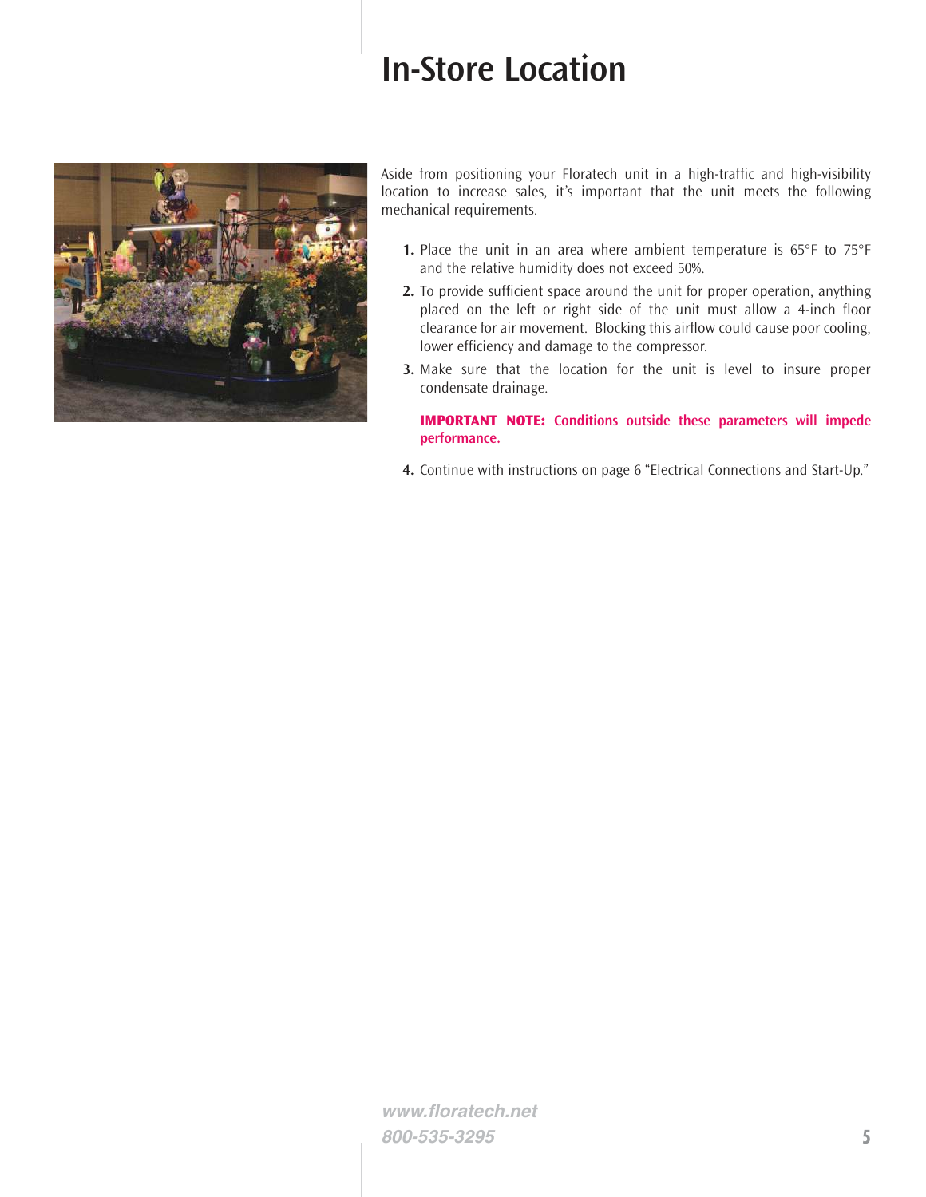# In-Store Location

Aside from positioning your Floratech unit in a high-traffic and high-visibility location to increase sales, it's important that the unit meets the following mechanical requirements.

1. Place the unit in an area where ambient temperature is 65°F to 75°F and the relative humidity does not exceed 50%.
2. To provide sufficient space around the unit for proper operation, anything placed on the left or right side of the unit must allow a 4-inch floor clearance for air movement. Blocking this airflow could cause poor cooling, lower efficiency and damage to the compressor.
3. Make sure that the location for the unit is level to insure proper condensate drainage.

   **IMPORTANT NOTE: Conditions outside these parameters will impede performance.**

4. Continue with instructions on page 6 "Electrical Connections and Start-Up."

*www.floratech.net*
*800-535-3295*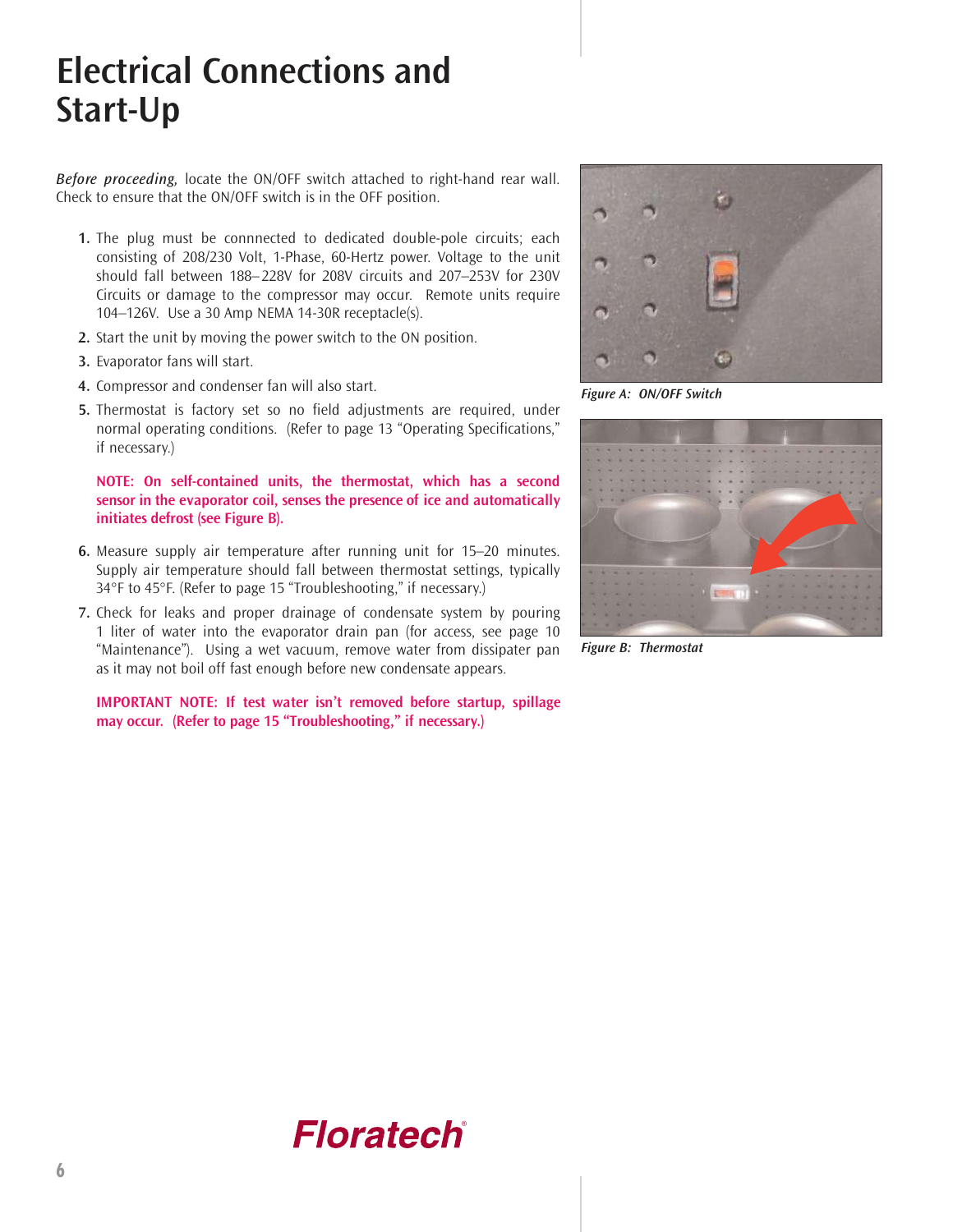# Electrical Connections and Start-Up

*Before proceeding,* locate the ON/OFF switch attached to right-hand rear wall. Check to ensure that the ON/OFF switch is in the OFF position.

1. The plug must be connnected to dedicated double-pole circuits; each consisting of 208/230 Volt, 1-Phase, 60-Hertz power. Voltage to the unit should fall between 188–228V for 208V circuits and 207–253V for 230V Circuits or damage to the compressor may occur. Remote units require 104–126V. Use a 30 Amp NEMA 14-30R receptacle(s).
2. Start the unit by moving the power switch to the ON position.
3. Evaporator fans will start.
4. Compressor and condenser fan will also start.
5. Thermostat is factory set so no field adjustments are required, under normal operating conditions. (Refer to page 13 "Operating Specifications," if necessary.)

   **NOTE: On self-contained units, the thermostat, which has a second sensor in the evaporator coil, senses the presence of ice and automatically initiates defrost (see Figure B).**

6. Measure supply air temperature after running unit for 15–20 minutes. Supply air temperature should fall between thermostat settings, typically 34°F to 45°F. (Refer to page 15 "Troubleshooting," if necessary.)
7. Check for leaks and proper drainage of condensate system by pouring 1 liter of water into the evaporator drain pan (for access, see page 10 "Maintenance"). Using a wet vacuum, remove water from dissipater pan as it may not boil off fast enough before new condensate appears.

   **IMPORTANT NOTE: If test water isn't removed before startup, spillage may occur. (Refer to page 15 "Troubleshooting," if necessary.)**

*Figure A: ON/OFF Switch*

*Figure B: Thermostat*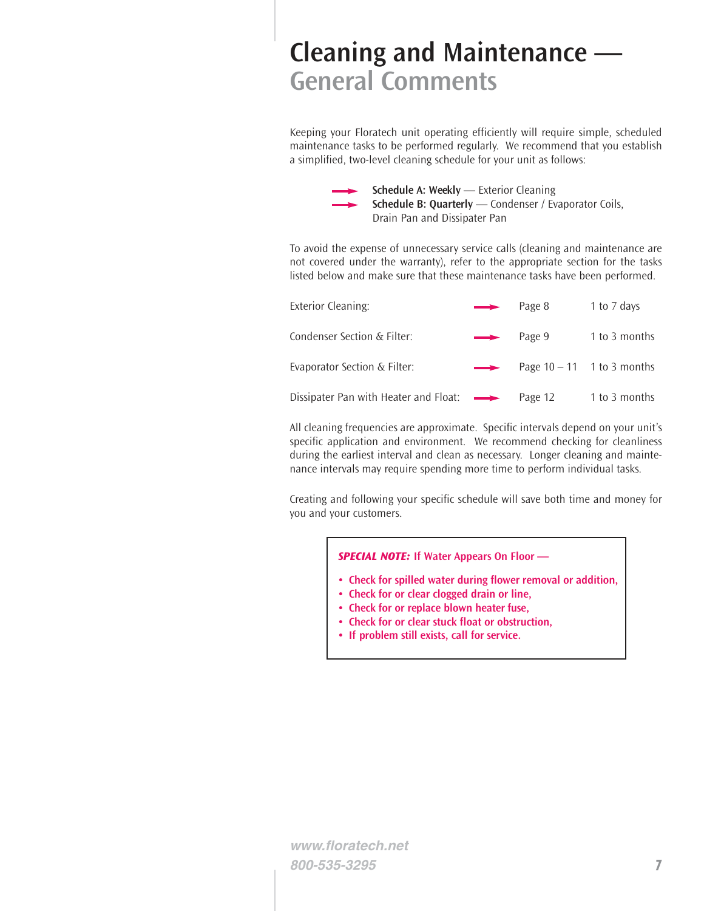# Cleaning and Maintenance — General Comments

Keeping your Floratech unit operating efficiently will require simple, scheduled maintenance tasks to be performed regularly. We recommend that you establish a simplified, two-level cleaning schedule for your unit as follows:

- **Schedule A: Weekly** — Exterior Cleaning
- **Schedule B: Quarterly** — Condenser / Evaporator Coils, Drain Pan and Dissipater Pan

To avoid the expense of unnecessary service calls (cleaning and maintenance are not covered under the warranty), refer to the appropriate section for the tasks listed below and make sure that these maintenance tasks have been performed.

| Task | Page | Frequency |
|---|---|---|
| Exterior Cleaning: | Page 8 | 1 to 7 days |
| Condenser Section & Filter: | Page 9 | 1 to 3 months |
| Evaporator Section & Filter: | Page 10 – 11 | 1 to 3 months |
| Dissipater Pan with Heater and Float: | Page 12 | 1 to 3 months |

All cleaning frequencies are approximate. Specific intervals depend on your unit's specific application and environment. We recommend checking for cleanliness during the earliest interval and clean as necessary. Longer cleaning and maintenance intervals may require spending more time to perform individual tasks.

Creating and following your specific schedule will save both time and money for you and your customers.

***SPECIAL NOTE:*** If Water Appears On Floor —

- **Check for spilled water during flower removal or addition,**
- **Check for or clear clogged drain or line,**
- **Check for or replace blown heater fuse,**
- **Check for or clear stuck float or obstruction,**
- **If problem still exists, call for service.**

*www.floratech.net*
*800-535-3295*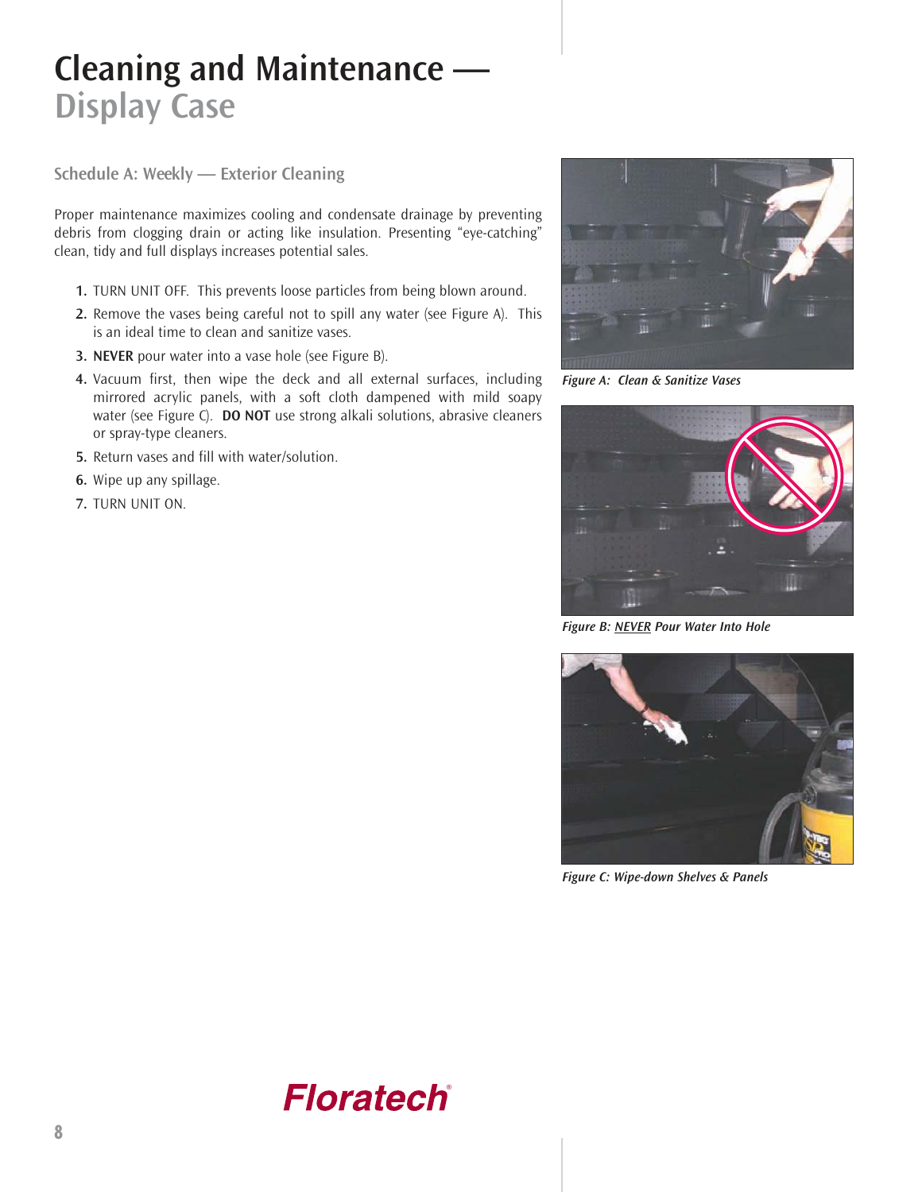# Cleaning and Maintenance — Display Case

### Schedule A: Weekly — Exterior Cleaning

Proper maintenance maximizes cooling and condensate drainage by preventing debris from clogging drain or acting like insulation. Presenting "eye-catching" clean, tidy and full displays increases potential sales.

1. TURN UNIT OFF. This prevents loose particles from being blown around.
2. Remove the vases being careful not to spill any water (see Figure A). This is an ideal time to clean and sanitize vases.
3. **NEVER** pour water into a vase hole (see Figure B).
4. Vacuum first, then wipe the deck and all external surfaces, including mirrored acrylic panels, with a soft cloth dampened with mild soapy water (see Figure C). **DO NOT** use strong alkali solutions, abrasive cleaners or spray-type cleaners.
5. Return vases and fill with water/solution.
6. Wipe up any spillage.
7. TURN UNIT ON.

***Figure A: Clean & Sanitize Vases***

***Figure B: NEVER Pour Water Into Hole***

***Figure C: Wipe-down Shelves & Panels***

**Floratech**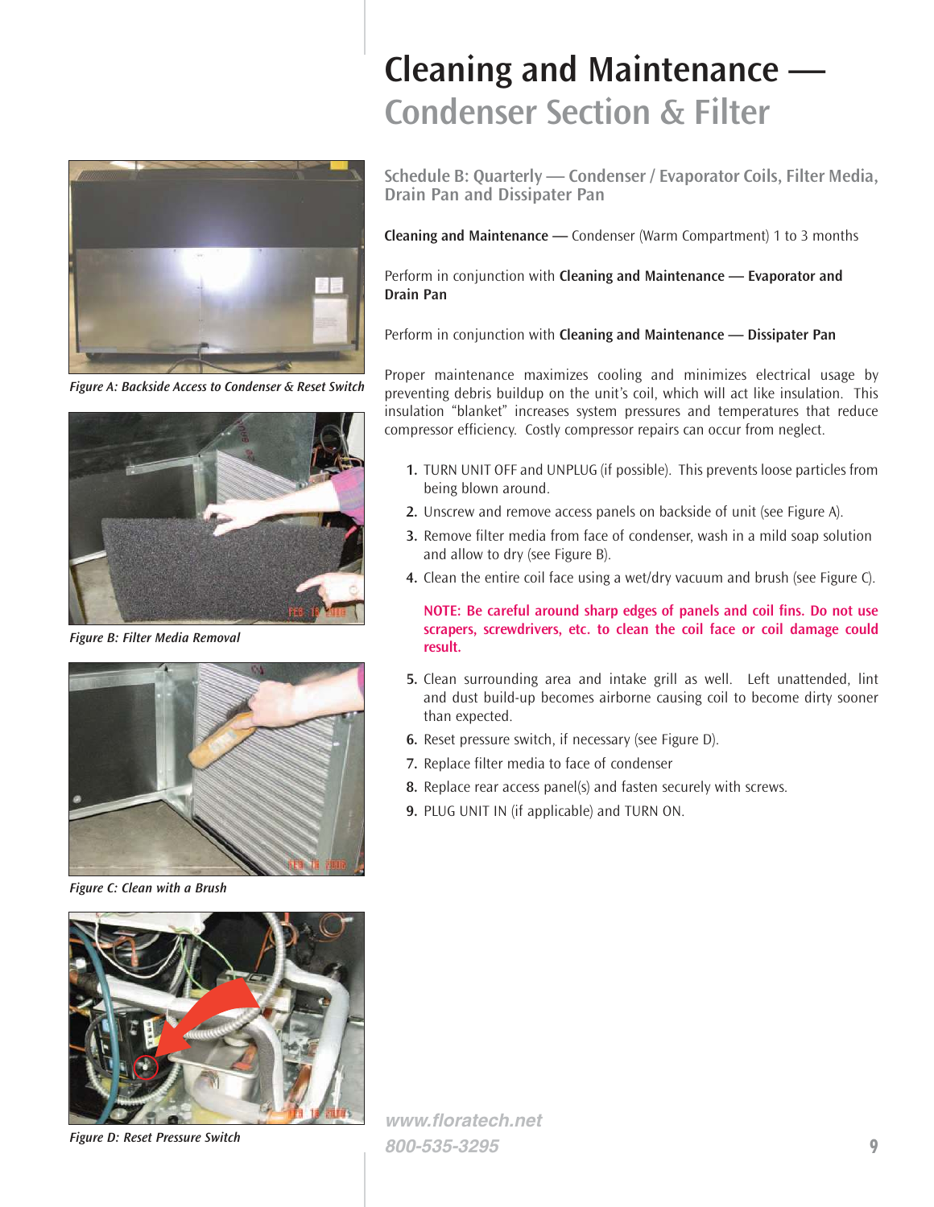# Cleaning and Maintenance — Condenser Section & Filter

Figure A: Backside Access to Condenser & Reset Switch

Figure B: Filter Media Removal

Figure C: Clean with a Brush

Figure D: Reset Pressure Switch

### Schedule B: Quarterly — Condenser / Evaporator Coils, Filter Media, Drain Pan and Dissipater Pan

**Cleaning and Maintenance —** Condenser (Warm Compartment) 1 to 3 months

Perform in conjunction with **Cleaning and Maintenance — Evaporator and Drain Pan**

Perform in conjunction with **Cleaning and Maintenance — Dissipater Pan**

Proper maintenance maximizes cooling and minimizes electrical usage by preventing debris buildup on the unit's coil, which will act like insulation. This insulation "blanket" increases system pressures and temperatures that reduce compressor efficiency. Costly compressor repairs can occur from neglect.

1. TURN UNIT OFF and UNPLUG (if possible). This prevents loose particles from being blown around.
2. Unscrew and remove access panels on backside of unit (see Figure A).
3. Remove filter media from face of condenser, wash in a mild soap solution and allow to dry (see Figure B).
4. Clean the entire coil face using a wet/dry vacuum and brush (see Figure C).

   **NOTE: Be careful around sharp edges of panels and coil fins. Do not use scrapers, screwdrivers, etc. to clean the coil face or coil damage could result.**

5. Clean surrounding area and intake grill as well. Left unattended, lint and dust build-up becomes airborne causing coil to become dirty sooner than expected.
6. Reset pressure switch, if necessary (see Figure D).
7. Replace filter media to face of condenser
8. Replace rear access panel(s) and fasten securely with screws.
9. PLUG UNIT IN (if applicable) and TURN ON.

*www.floratech.net*
*800-535-3295*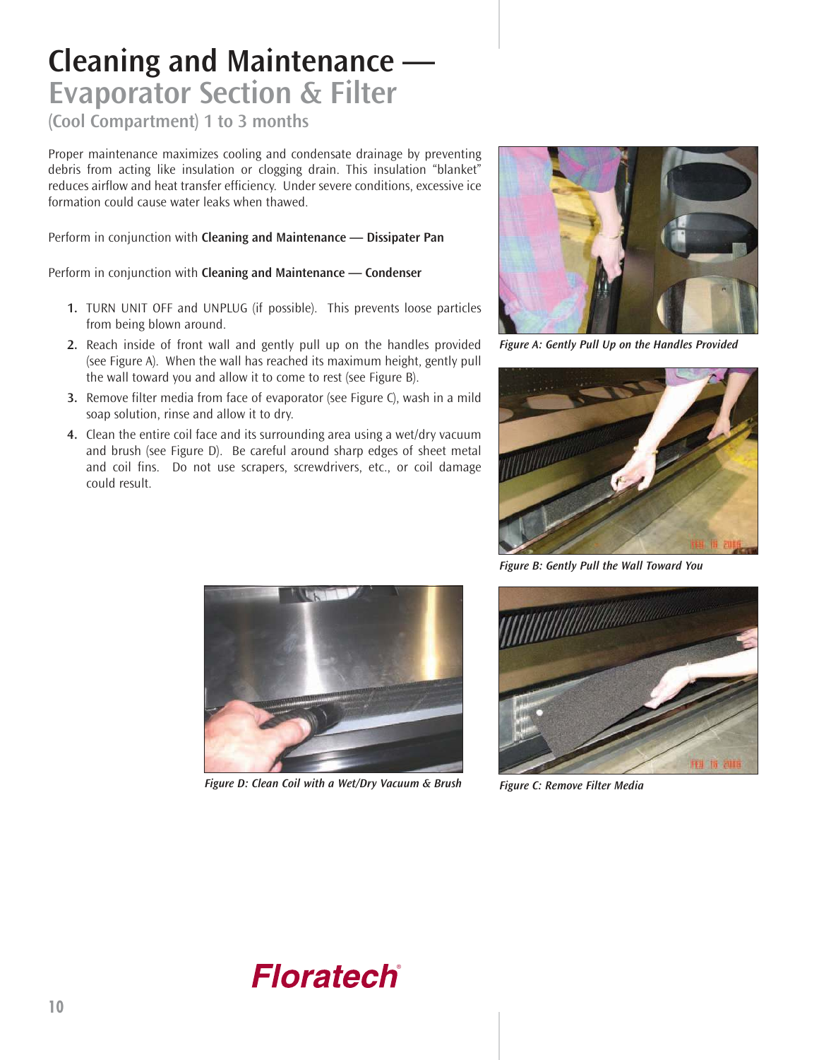# Cleaning and Maintenance — Evaporator Section & Filter

(Cool Compartment) 1 to 3 months

Proper maintenance maximizes cooling and condensate drainage by preventing debris from acting like insulation or clogging drain. This insulation "blanket" reduces airflow and heat transfer efficiency. Under severe conditions, excessive ice formation could cause water leaks when thawed.

Perform in conjunction with **Cleaning and Maintenance — Dissipater Pan**

Perform in conjunction with **Cleaning and Maintenance — Condenser**

1. TURN UNIT OFF and UNPLUG (if possible). This prevents loose particles from being blown around.
2. Reach inside of front wall and gently pull up on the handles provided (see Figure A). When the wall has reached its maximum height, gently pull the wall toward you and allow it to come to rest (see Figure B).
3. Remove filter media from face of evaporator (see Figure C), wash in a mild soap solution, rinse and allow it to dry.
4. Clean the entire coil face and its surrounding area using a wet/dry vacuum and brush (see Figure D). Be careful around sharp edges of sheet metal and coil fins. Do not use scrapers, screwdrivers, etc., or coil damage could result.

*Figure A: Gently Pull Up on the Handles Provided*

*Figure B: Gently Pull the Wall Toward You*

*Figure C: Remove Filter Media*

*Figure D: Clean Coil with a Wet/Dry Vacuum & Brush*

Floratech®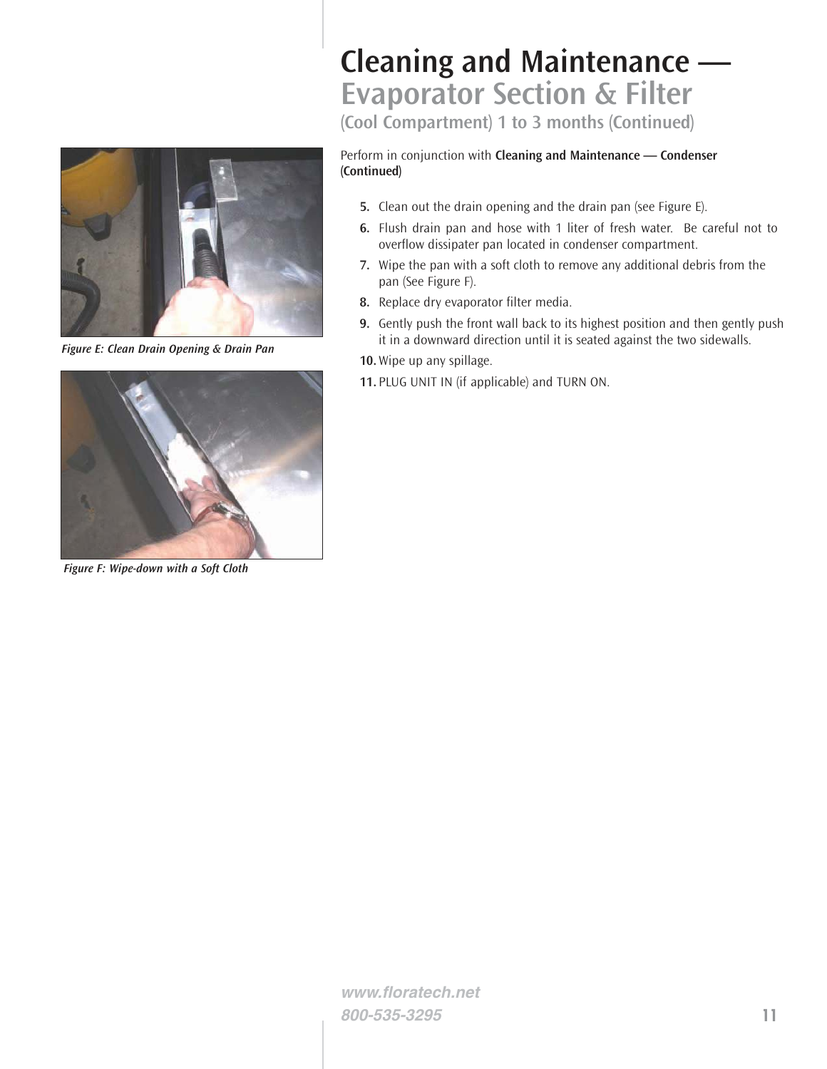# Cleaning and Maintenance — Evaporator Section & Filter

### (Cool Compartment) 1 to 3 months (Continued)

Perform in conjunction with **Cleaning and Maintenance — Condenser (Continued)**

5. Clean out the drain opening and the drain pan (see Figure E).
6. Flush drain pan and hose with 1 liter of fresh water. Be careful not to overflow dissipater pan located in condenser compartment.
7. Wipe the pan with a soft cloth to remove any additional debris from the pan (See Figure F).
8. Replace dry evaporator filter media.
9. Gently push the front wall back to its highest position and then gently push it in a downward direction until it is seated against the two sidewalls.
10. Wipe up any spillage.
11. PLUG UNIT IN (if applicable) and TURN ON.

*Figure E: Clean Drain Opening & Drain Pan*

*Figure F: Wipe-down with a Soft Cloth*

*www.floratech.net*
*800-535-3295*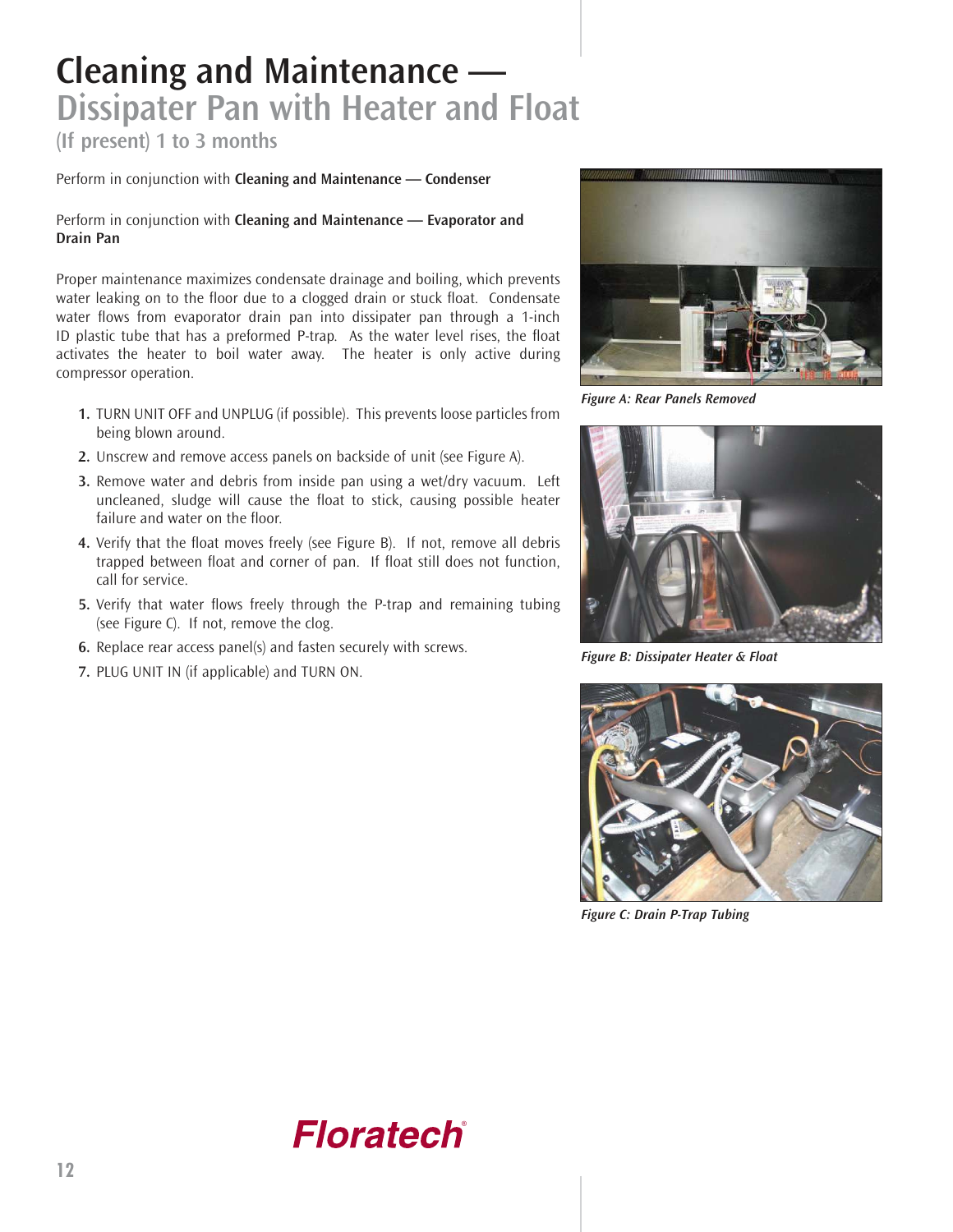# Cleaning and Maintenance — Dissipater Pan with Heater and Float

### (If present) 1 to 3 months

Perform in conjunction with **Cleaning and Maintenance — Condenser**

Perform in conjunction with **Cleaning and Maintenance — Evaporator and Drain Pan**

Proper maintenance maximizes condensate drainage and boiling, which prevents water leaking on to the floor due to a clogged drain or stuck float. Condensate water flows from evaporator drain pan into dissipater pan through a 1-inch ID plastic tube that has a preformed P-trap. As the water level rises, the float activates the heater to boil water away. The heater is only active during compressor operation.

1. TURN UNIT OFF and UNPLUG (if possible). This prevents loose particles from being blown around.
2. Unscrew and remove access panels on backside of unit (see Figure A).
3. Remove water and debris from inside pan using a wet/dry vacuum. Left uncleaned, sludge will cause the float to stick, causing possible heater failure and water on the floor.
4. Verify that the float moves freely (see Figure B). If not, remove all debris trapped between float and corner of pan. If float still does not function, call for service.
5. Verify that water flows freely through the P-trap and remaining tubing (see Figure C). If not, remove the clog.
6. Replace rear access panel(s) and fasten securely with screws.
7. PLUG UNIT IN (if applicable) and TURN ON.

*Figure A: Rear Panels Removed*

*Figure B: Dissipater Heater & Float*

*Figure C: Drain P-Trap Tubing*

Floratech®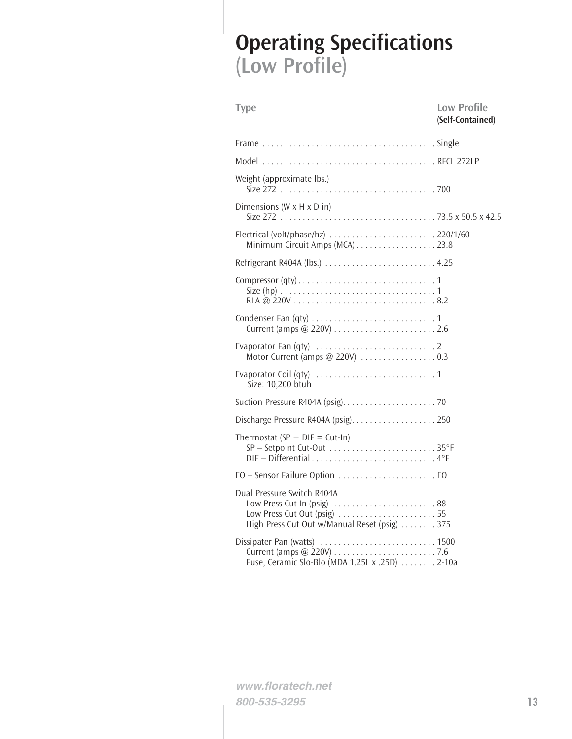# Operating Specifications
## (Low Profile)

| Type | Low Profile (Self-Contained) |
|---|---|
| Frame | Single |
| Model | RFCL 272LP |
| Weight (approximate lbs.) | |
| Size 272 | 700 |
| Dimensions (W x H x D in) | |
| Size 272 | 73.5 x 50.5 x 42.5 |
| Electrical (volt/phase/hz) | 220/1/60 |
| Minimum Circuit Amps (MCA) | 23.8 |
| Refrigerant R404A (lbs.) | 4.25 |
| Compressor (qty) | 1 |
| Size (hp) | 1 |
| RLA @ 220V | 8.2 |
| Condenser Fan (qty) | 1 |
| Current (amps @ 220V) | 2.6 |
| Evaporator Fan (qty) | 2 |
| Motor Current (amps @ 220V) | 0.3 |
| Evaporator Coil (qty) | 1 |
| Size: 10,200 btuh | |
| Suction Pressure R404A (psig) | 70 |
| Discharge Pressure R404A (psig) | 250 |
| Thermostat (SP + DIF = Cut-In) | |
| SP – Setpoint Cut-Out | 35°F |
| DIF – Differential | 4°F |
| EO – Sensor Failure Option | EO |
| Dual Pressure Switch R404A | |
| Low Press Cut In (psig) | 88 |
| Low Press Cut Out (psig) | 55 |
| High Press Cut Out w/Manual Reset (psig) | 375 |
| Dissipater Pan (watts) | 1500 |
| Current (amps @ 220V) | 7.6 |
| Fuse, Ceramic Slo-Blo (MDA 1.25L x .25D) | 2-10a |

*www.floratech.net*
*800-535-3295*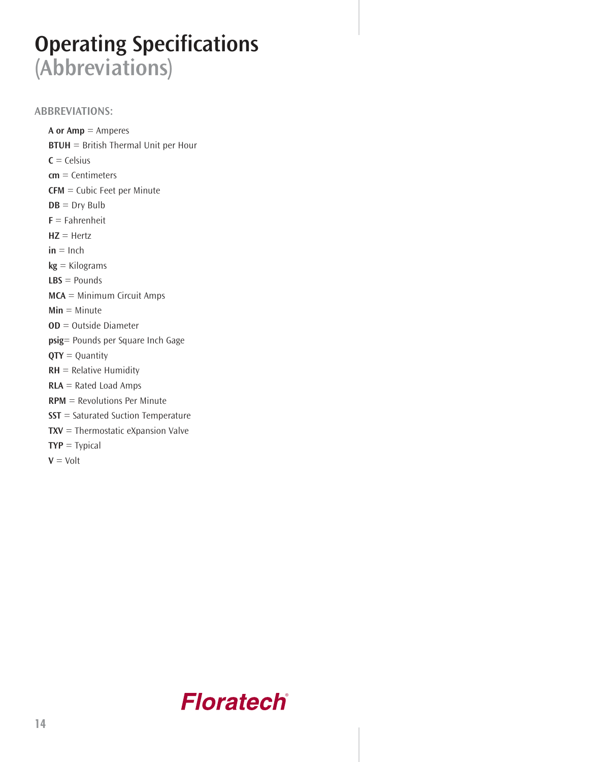# Operating Specifications
## (Abbreviations)

ABBREVIATIONS:

- **A or Amp** = Amperes
- **BTUH** = British Thermal Unit per Hour
- **C** = Celsius
- **cm** = Centimeters
- **CFM** = Cubic Feet per Minute
- **DB** = Dry Bulb
- **F** = Fahrenheit
- **HZ** = Hertz
- **in** = Inch
- **kg** = Kilograms
- **LBS** = Pounds
- **MCA** = Minimum Circuit Amps
- **Min** = Minute
- **OD** = Outside Diameter
- **psig**= Pounds per Square Inch Gage
- **QTY** = Quantity
- **RH** = Relative Humidity
- **RLA** = Rated Load Amps
- **RPM** = Revolutions Per Minute
- **SST** = Saturated Suction Temperature
- **TXV** = Thermostatic eXpansion Valve
- **TYP** = Typical
- **V** = Volt

Floratech®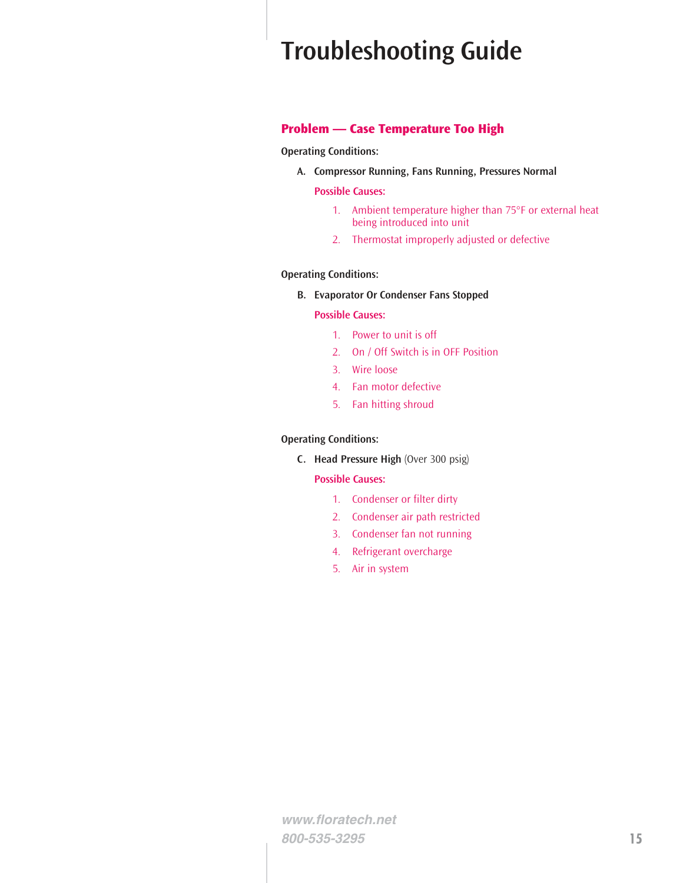# Troubleshooting Guide

## Problem — Case Temperature Too High

**Operating Conditions:**

**A. Compressor Running, Fans Running, Pressures Normal**

**Possible Causes:**

1. Ambient temperature higher than 75°F or external heat being introduced into unit
2. Thermostat improperly adjusted or defective

**Operating Conditions:**

**B. Evaporator Or Condenser Fans Stopped**

**Possible Causes:**

1. Power to unit is off
2. On / Off Switch is in OFF Position
3. Wire loose
4. Fan motor defective
5. Fan hitting shroud

**Operating Conditions:**

**C. Head Pressure High** (Over 300 psig)

**Possible Causes:**

1. Condenser or filter dirty
2. Condenser air path restricted
3. Condenser fan not running
4. Refrigerant overcharge
5. Air in system

*www.floratech.net*
*800-535-3295*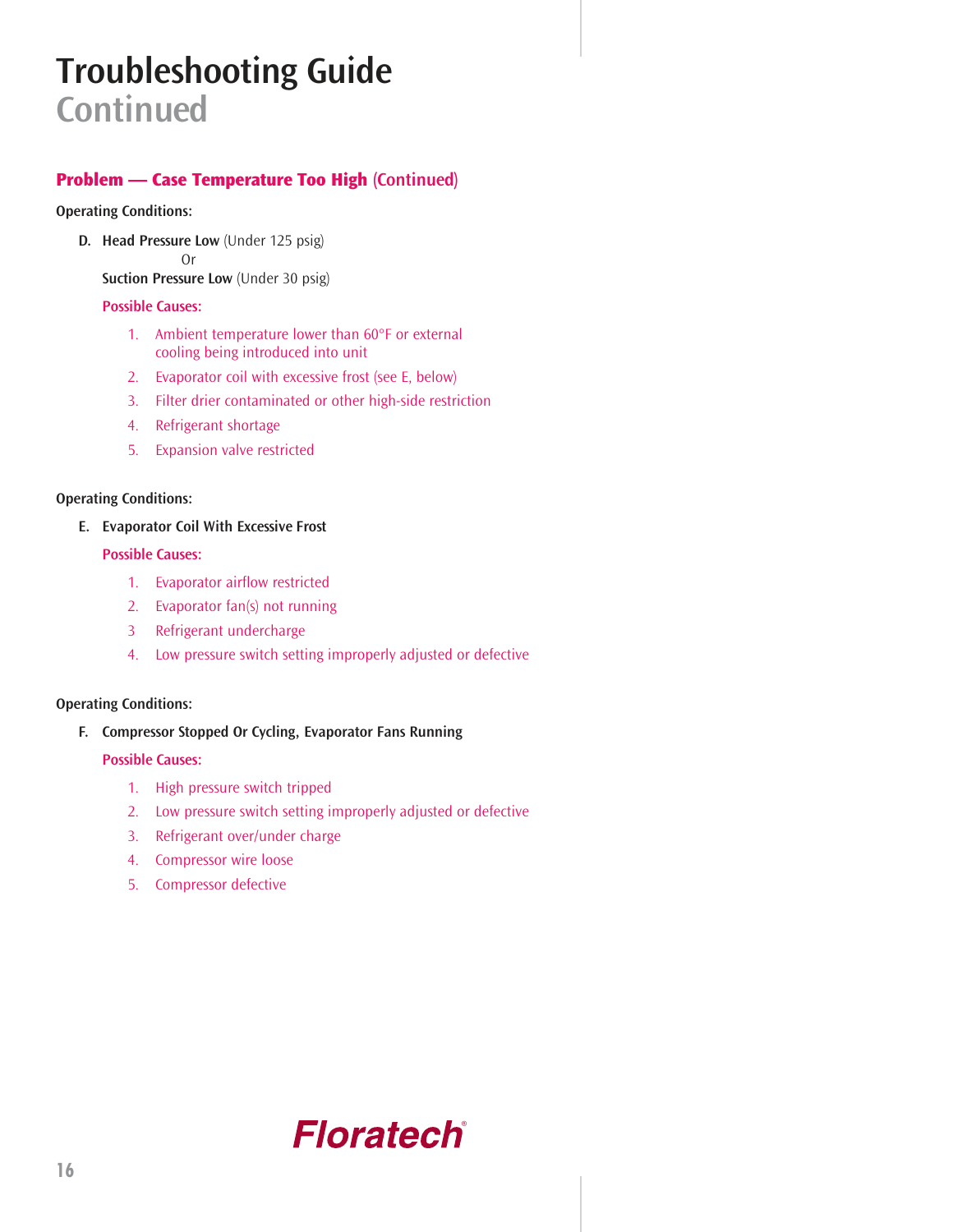# Troubleshooting Guide
## Continued

### Problem — Case Temperature Too High (Continued)

**Operating Conditions:**

**D. Head Pressure Low** (Under 125 psig)
Or
**Suction Pressure Low** (Under 30 psig)

Possible Causes:

1. Ambient temperature lower than 60°F or external cooling being introduced into unit
2. Evaporator coil with excessive frost (see E, below)
3. Filter drier contaminated or other high-side restriction
4. Refrigerant shortage
5. Expansion valve restricted

**Operating Conditions:**

**E. Evaporator Coil With Excessive Frost**

Possible Causes:

1. Evaporator airflow restricted
2. Evaporator fan(s) not running
3. Refrigerant undercharge
4. Low pressure switch setting improperly adjusted or defective

**Operating Conditions:**

**F. Compressor Stopped Or Cycling, Evaporator Fans Running**

Possible Causes:

1. High pressure switch tripped
2. Low pressure switch setting improperly adjusted or defective
3. Refrigerant over/under charge
4. Compressor wire loose
5. Compressor defective

Floratech®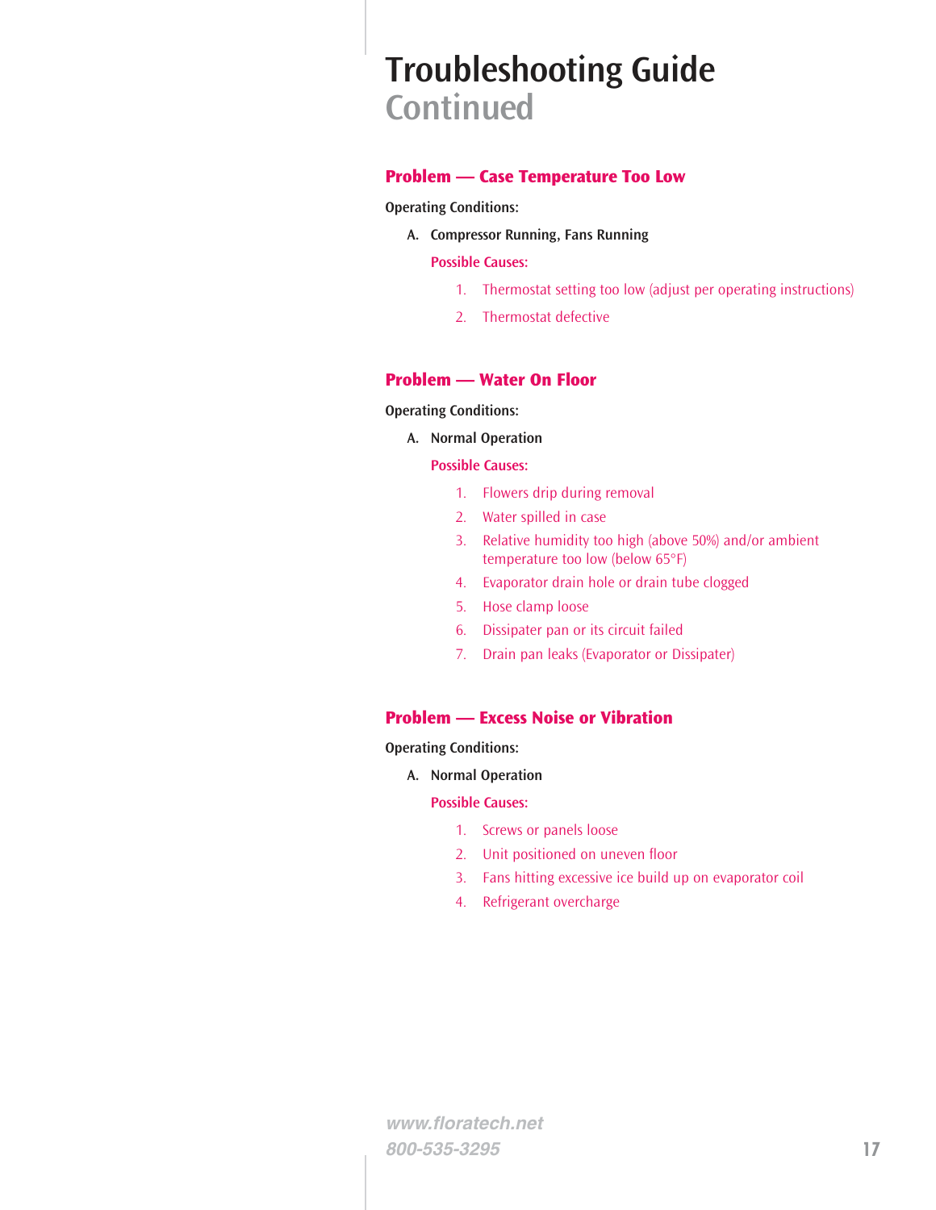# Troubleshooting Guide Continued

## Problem — Case Temperature Too Low

**Operating Conditions:**

A. **Compressor Running, Fans Running**

Possible Causes:

1. Thermostat setting too low (adjust per operating instructions)
2. Thermostat defective

## Problem — Water On Floor

**Operating Conditions:**

A. **Normal Operation**

Possible Causes:

1. Flowers drip during removal
2. Water spilled in case
3. Relative humidity too high (above 50%) and/or ambient temperature too low (below 65°F)
4. Evaporator drain hole or drain tube clogged
5. Hose clamp loose
6. Dissipater pan or its circuit failed
7. Drain pan leaks (Evaporator or Dissipater)

## Problem — Excess Noise or Vibration

**Operating Conditions:**

A. **Normal Operation**

Possible Causes:

1. Screws or panels loose
2. Unit positioned on uneven floor
3. Fans hitting excessive ice build up on evaporator coil
4. Refrigerant overcharge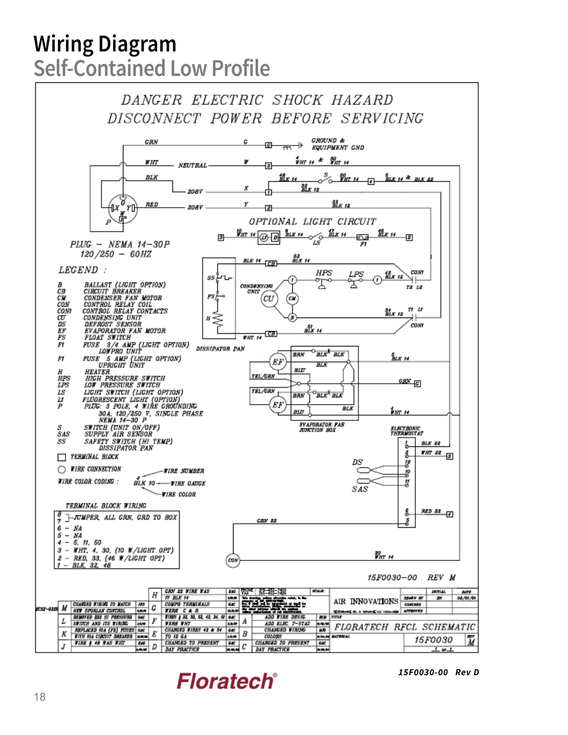# Wiring Diagram

## Self-Contained Low Profile

DANGER ELECTRIC SHOCK HAZARD
DISCONNECT POWER BEFORE SERVICING

PLUG – NEMA 14–30P
120/250 – 60HZ

OPTIONAL LIGHT CIRCUIT

LEGEND :

- B — BALLAST (LIGHT OPTION)
- CB — CIRCUIT BREAKER
- CM — CONDENSER FAN MOTOR
- CON — CONTROL RELAY COIL
- CON1 — CONTROL RELAY CONTACTS
- CU — CONDENSING UNIT
- DS — DEFROST SENSOR
- EF — EVAPORATOR FAN MOTOR
- FS — FLOAT SWITCH
- F1 — FUSE 3/4 AMP (LIGHT OPTION) LOWPRO UNIT
- F1 — FUSE 5 AMP (LIGHT OPTION) UPRIGHT UNIT
- H — HEATER
- HPS — HIGH PRESSURE SWITCH
- LPS — LOW PRESSURE SWITCH
- LS — LIGHT SWITCH (LIGHT OPTION)
- L1 — FLUORESCENT LIGHT (OPTION)
- P — PLUG: 3 POLE, 4 WIRE GROUNDING 30A, 120/250 V, SINGLE PHASE NEMA 14–30 P
- S — SWITCH (UNIT ON/OFF)
- SAS — SUPPLY AIR SENSOR
- SS — SAFETY SWITCH (HI TEMP) DISSIPATOR PAN

□ TERMINAL BLOCK

○ WIRE CONNECTION

WIRE COLOR CODING : 4 BLK 10 — WIRE NUMBER / WIRE GAUGE / WIRE COLOR

TERMINAL BLOCK WIRING

- 8, 7 – JUMPER, ALL GRN, GRD TO BOX
- 6 – NA
- 5 – NA
- 4 – 5, 11, 50
- 3 – WHT, 4, 30, (10 W/LIGHT OPT)
- 2 – RED, 33, (46 W/LIGHT OPT)
- 1 – BLK, 32, 48

15F0030–00 REV M

| | | | | | | | | | |
|---|---|---|---|---|---|---|---|---|---|
| M | CHANGED WIRING TO MATCH NEW SPORLAN CONTROL | H | GRN 22 WIRE WAS 17 BLK 14 | | | | | | |
| L | REMOVED 322 HI PRESSURE SWITCH AND ITS WIRING | G | COMPR TERMINALS WERE C & R | | | | | | |
| K | REPLACED 10A (F2) FUSES WITH 10A CIRCUIT BREAKER | F | WIRES # 32, 33, 52, 42, 34, 51 WERE WHT | A | ADD WIRE DESIG. ADD ELEC. 7-STAT | | | | |
| J | WIRE # 48 WAS WHT | E | CHANGED WIRES 42 & 34 TO 12 GA | B | CHANGED WIRING COLORS | | | | |
| | | D | CHANGED TO PRESENT DAY PRACTICE | C | CHANGED TO PRESENT DAY PRACTICE | | | | |

AIR INNOVATIONS — FLORATECH RFCL SCHEMATIC — 15F0030 — REV. M

15F0030-00 Rev D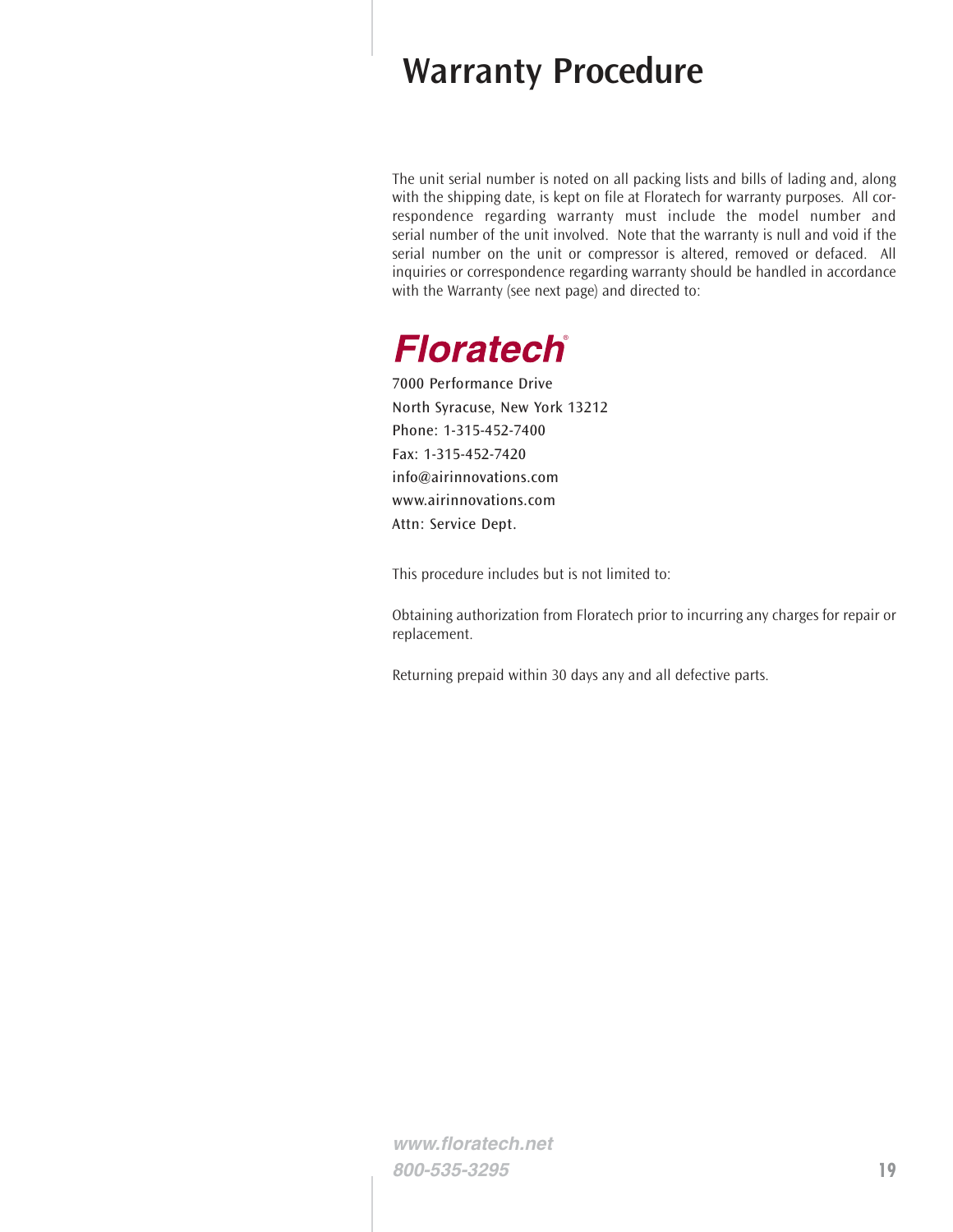# Warranty Procedure

The unit serial number is noted on all packing lists and bills of lading and, along with the shipping date, is kept on file at Floratech for warranty purposes. All correspondence regarding warranty must include the model number and serial number of the unit involved. Note that the warranty is null and void if the serial number on the unit or compressor is altered, removed or defaced. All inquiries or correspondence regarding warranty should be handled in accordance with the Warranty (see next page) and directed to:

**Floratech®**

7000 Performance Drive
North Syracuse, New York 13212
Phone: 1-315-452-7400
Fax: 1-315-452-7420
info@airinnovations.com
www.airinnovations.com
Attn: Service Dept.

This procedure includes but is not limited to:

Obtaining authorization from Floratech prior to incurring any charges for repair or replacement.

Returning prepaid within 30 days any and all defective parts.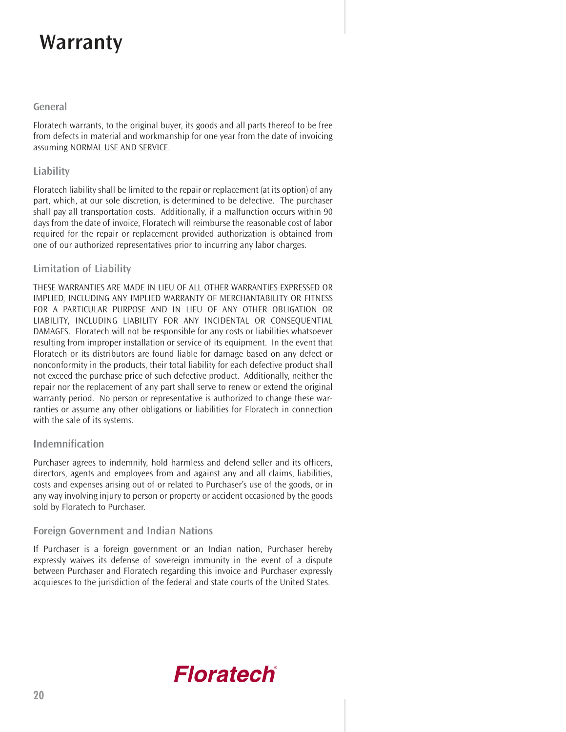# Warranty

## General

Floratech warrants, to the original buyer, its goods and all parts thereof to be free from defects in material and workmanship for one year from the date of invoicing assuming NORMAL USE AND SERVICE.

## Liability

Floratech liability shall be limited to the repair or replacement (at its option) of any part, which, at our sole discretion, is determined to be defective. The purchaser shall pay all transportation costs. Additionally, if a malfunction occurs within 90 days from the date of invoice, Floratech will reimburse the reasonable cost of labor required for the repair or replacement provided authorization is obtained from one of our authorized representatives prior to incurring any labor charges.

## Limitation of Liability

THESE WARRANTIES ARE MADE IN LIEU OF ALL OTHER WARRANTIES EXPRESSED OR IMPLIED, INCLUDING ANY IMPLIED WARRANTY OF MERCHANTABILITY OR FITNESS FOR A PARTICULAR PURPOSE AND IN LIEU OF ANY OTHER OBLIGATION OR LIABILITY, INCLUDING LIABILITY FOR ANY INCIDENTAL OR CONSEQUENTIAL DAMAGES. Floratech will not be responsible for any costs or liabilities whatsoever resulting from improper installation or service of its equipment. In the event that Floratech or its distributors are found liable for damage based on any defect or nonconformity in the products, their total liability for each defective product shall not exceed the purchase price of such defective product. Additionally, neither the repair nor the replacement of any part shall serve to renew or extend the original warranty period. No person or representative is authorized to change these warranties or assume any other obligations or liabilities for Floratech in connection with the sale of its systems.

## Indemnification

Purchaser agrees to indemnify, hold harmless and defend seller and its officers, directors, agents and employees from and against any and all claims, liabilities, costs and expenses arising out of or related to Purchaser's use of the goods, or in any way involving injury to person or property or accident occasioned by the goods sold by Floratech to Purchaser.

## Foreign Government and Indian Nations

If Purchaser is a foreign government or an Indian nation, Purchaser hereby expressly waives its defense of sovereign immunity in the event of a dispute between Purchaser and Floratech regarding this invoice and Purchaser expressly acquiesces to the jurisdiction of the federal and state courts of the United States.

Floratech®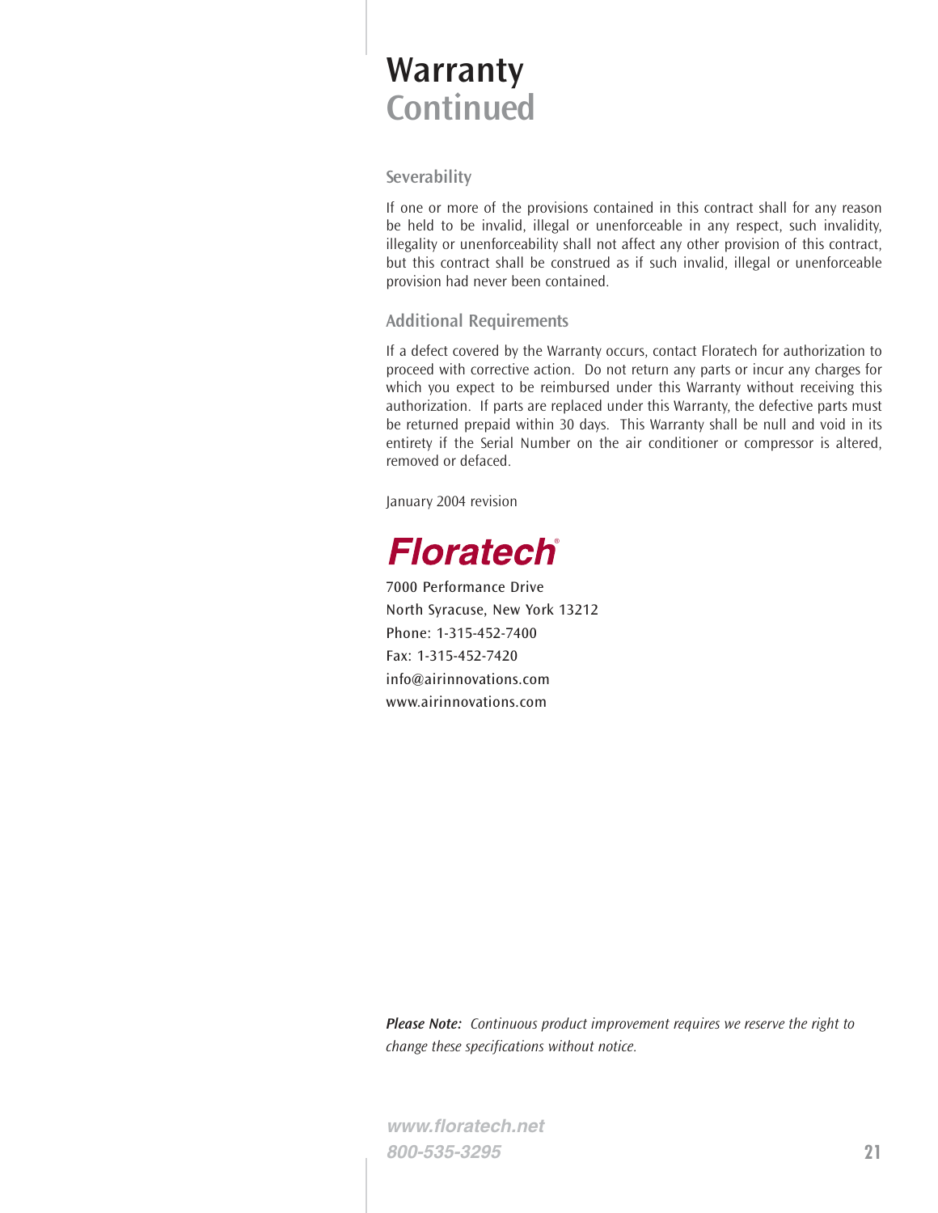# Warranty
## Continued

### Severability

If one or more of the provisions contained in this contract shall for any reason be held to be invalid, illegal or unenforceable in any respect, such invalidity, illegality or unenforceability shall not affect any other provision of this contract, but this contract shall be construed as if such invalid, illegal or unenforceable provision had never been contained.

### Additional Requirements

If a defect covered by the Warranty occurs, contact Floratech for authorization to proceed with corrective action. Do not return any parts or incur any charges for which you expect to be reimbursed under this Warranty without receiving this authorization. If parts are replaced under this Warranty, the defective parts must be returned prepaid within 30 days. This Warranty shall be null and void in its entirety if the Serial Number on the air conditioner or compressor is altered, removed or defaced.

January 2004 revision

**Floratech®**

7000 Performance Drive
North Syracuse, New York 13212
Phone: 1-315-452-7400
Fax: 1-315-452-7420
info@airinnovations.com
www.airinnovations.com

***Please Note:*** *Continuous product improvement requires we reserve the right to change these specifications without notice.*

www.floratech.net
800-535-3295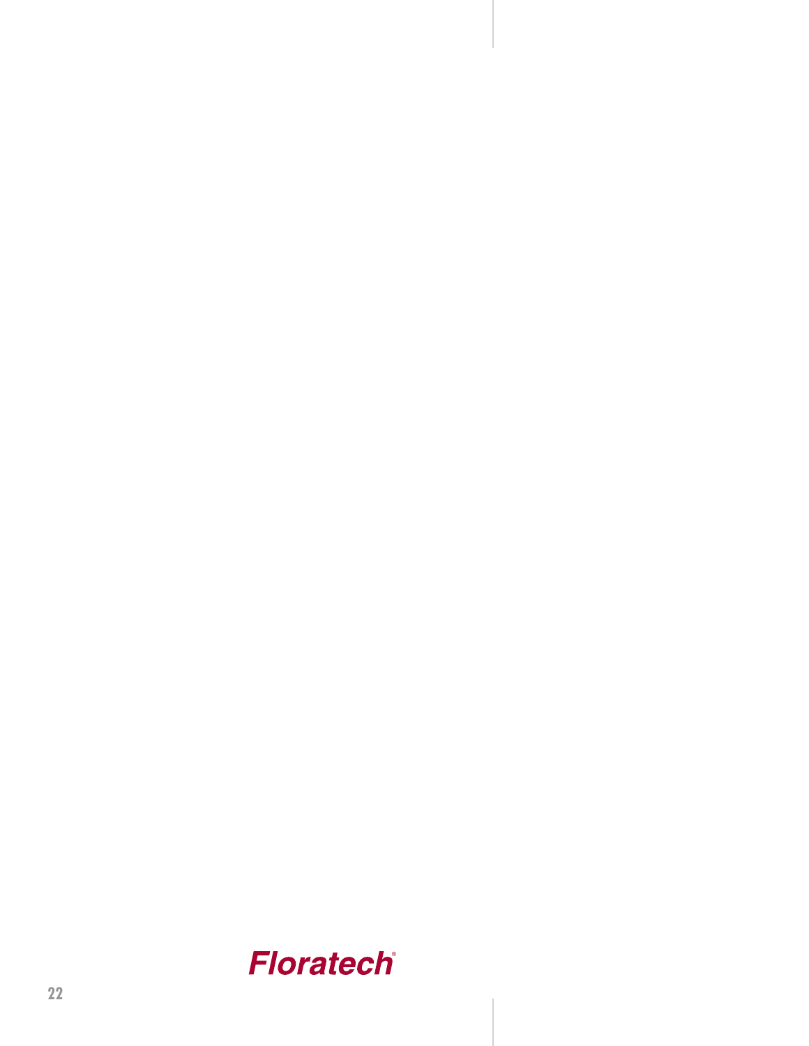Floratech®